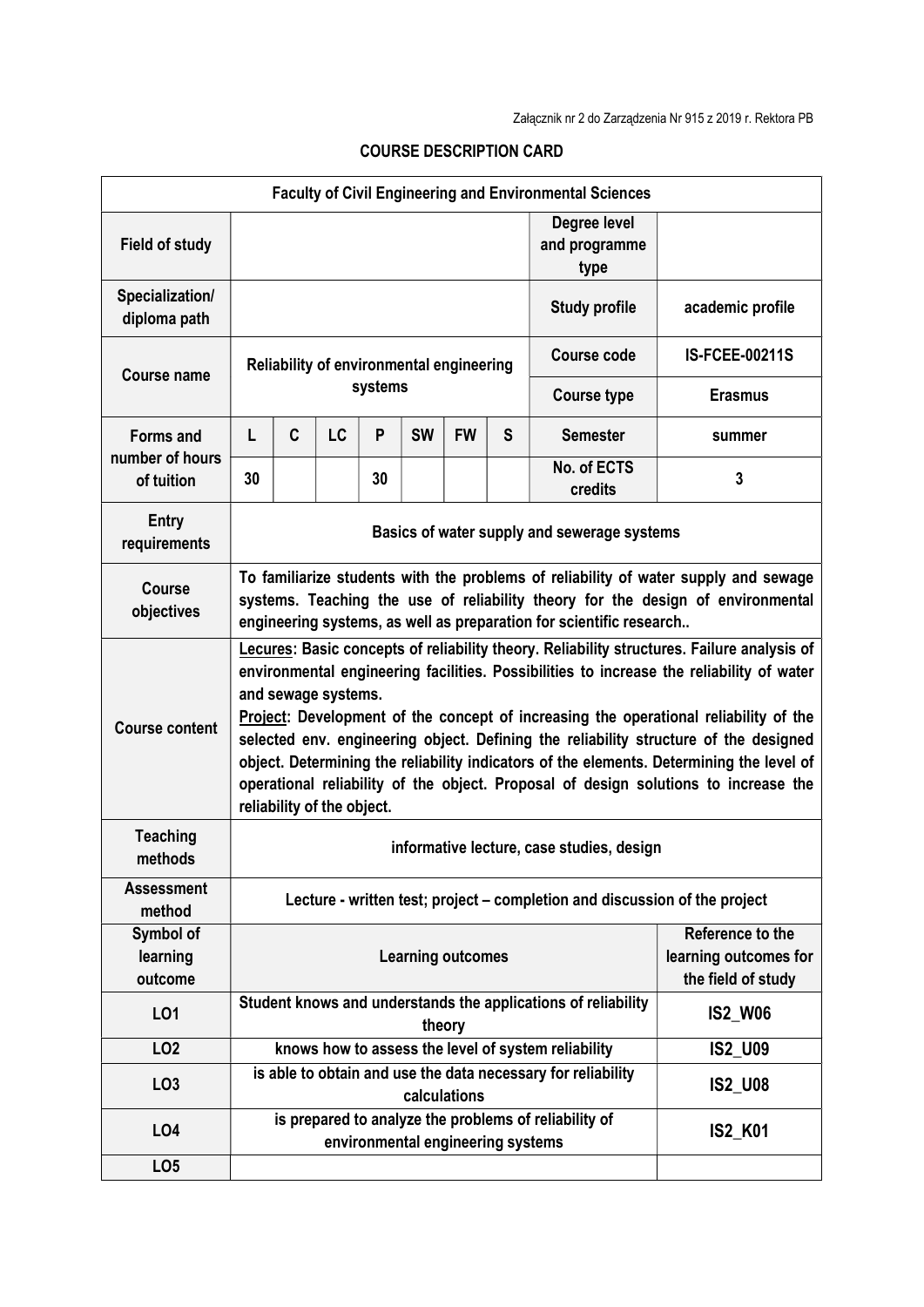Załącznik nr 2 do Zarządzenia Nr 915 z 2019 r. Rektora PB

# COURSE DESCRIPTION CARD

| Faculty of Civil Engineering and Environmental Sciences | | | | | | | | | |
|---|---|---|---|---|---|---|---|---|---|
| **Field of study** | | | | | | | | **Degree level and programme type** | |
| **Specialization/ diploma path** | | | | | | | | **Study profile** | academic profile |
| **Course name** | Reliability of environmental engineering systems | | | | | | | **Course code** | IS-FCEE-00211S |
| | | | | | | | | **Course type** | Erasmus |
| **Forms and number of hours of tuition** | L | C | LC | P | SW | FW | S | **Semester** | summer |
| | 30 | | | 30 | | | | **No. of ECTS credits** | 3 |
| **Entry requirements** | Basics of water supply and sewerage systems | | | | | | | | |
| **Course objectives** | To familiarize students with the problems of reliability of water supply and sewage systems. Teaching the use of reliability theory for the design of environmental engineering systems, as well as preparation for scientific research.. | | | | | | | | |
| **Course content** | Lecures: Basic concepts of reliability theory. Reliability structures. Failure analysis of environmental engineering facilities. Possibilities to increase the reliability of water and sewage systems. Project: Development of the concept of increasing the operational reliability of the selected env. engineering object. Defining the reliability structure of the designed object. Determining the reliability indicators of the elements. Determining the level of operational reliability of the object. Proposal of design solutions to increase the reliability of the object. | | | | | | | | |
| **Teaching methods** | informative lecture, case studies, design | | | | | | | | |
| **Assessment method** | Lecture - written test; project – completion and discussion of the project | | | | | | | | |
| **Symbol of learning outcome** | Learning outcomes | | | | | | | | **Reference to the learning outcomes for the field of study** |
| **LO1** | Student knows and understands the applications of reliability theory | | | | | | | | IS2_W06 |
| **LO2** | knows how to assess the level of system reliability | | | | | | | | IS2_U09 |
| **LO3** | is able to obtain and use the data necessary for reliability calculations | | | | | | | | IS2_U08 |
| **LO4** | is prepared to analyze the problems of reliability of environmental engineering systems | | | | | | | | IS2_K01 |
| **LO5** | | | | | | | | | |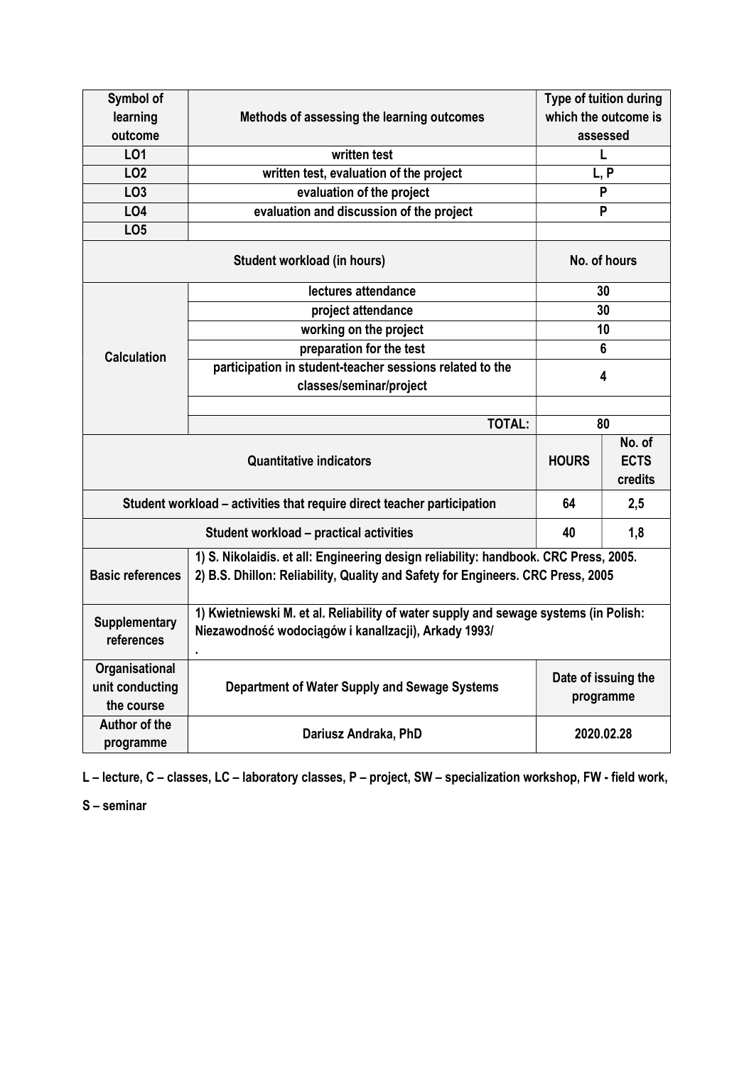| Symbol of learning outcome | Methods of assessing the learning outcomes | Type of tuition during which the outcome is assessed | |
|---|---|---|---|
| LO1 | written test | L | |
| LO2 | written test, evaluation of the project | L, P | |
| LO3 | evaluation of the project | P | |
| LO4 | evaluation and discussion of the project | P | |
| LO5 | | | |
| Student workload (in hours) | | No. of hours | |
| Calculation | lectures attendance | 30 | |
| | project attendance | 30 | |
| | working on the project | 10 | |
| | preparation for the test | 6 | |
| | participation in student-teacher sessions related to the classes/seminar/project | 4 | |
| | | | |
| | TOTAL: | 80 | |
| Quantitative indicators | | HOURS | No. of ECTS credits |
| Student workload – activities that require direct teacher participation | | 64 | 2,5 |
| Student workload – practical activities | | 40 | 1,8 |
| Basic references | 1) S. Nikolaidis. et all: Engineering design reliability: handbook. CRC Press, 2005.<br>2) B.S. Dhillon: Reliability, Quality and Safety for Engineers. CRC Press, 2005 | | |
| Supplementary references | 1) Kwietniewski M. et al. Reliability of water supply and sewage systems (in Polish: Niezawodność wodociągów i kanallzacji), Arkady 1993/<br>. | | |
| Organisational unit conducting the course | Department of Water Supply and Sewage Systems | Date of issuing the programme | |
| Author of the programme | Dariusz Andraka, PhD | 2020.02.28 | |

**L – lecture, C – classes, LC – laboratory classes, P – project, SW – specialization workshop, FW - field work, S – seminar**